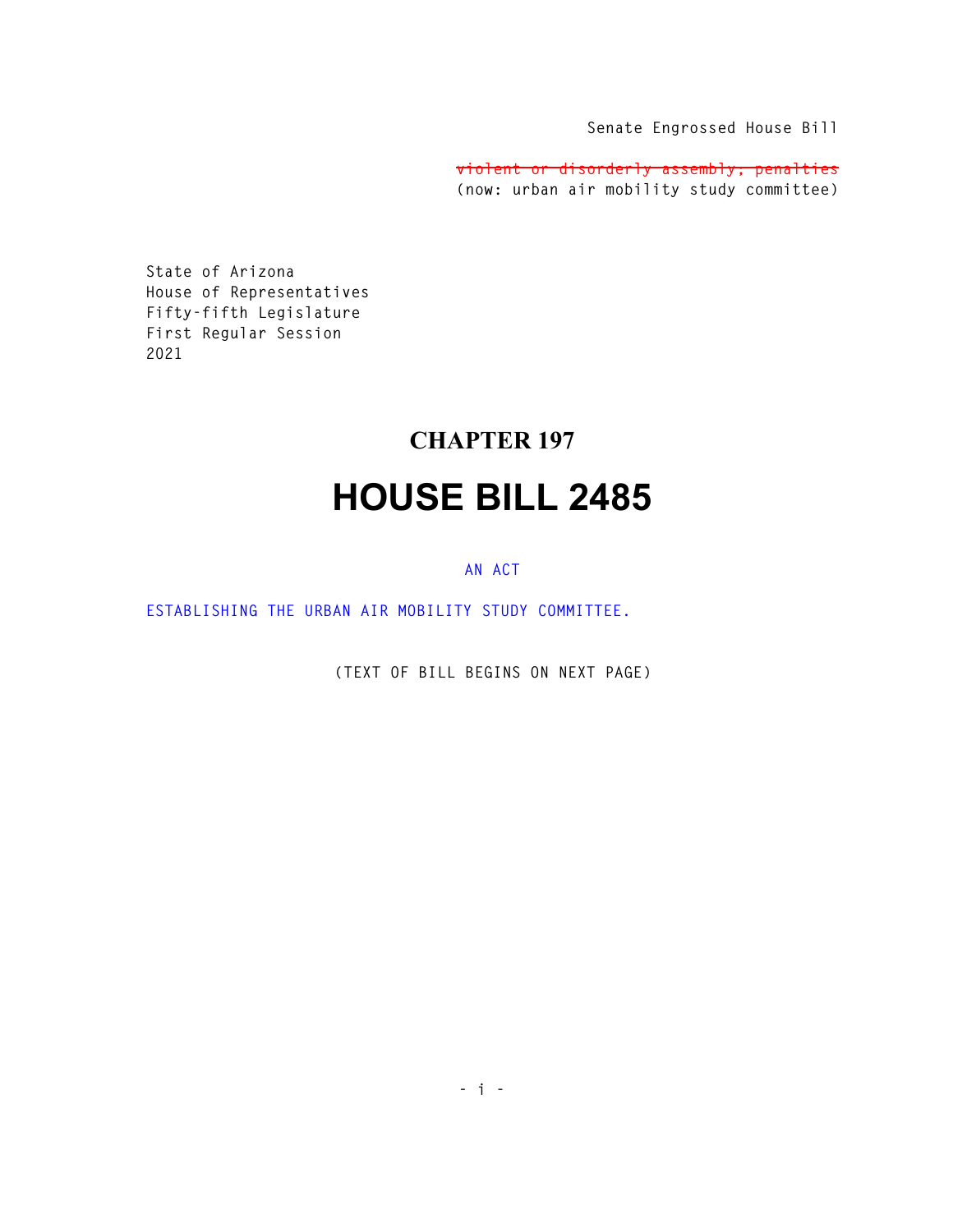Senate Engrossed House Bill

~~violent or disorderly assembly; penalties~~
(now: urban air mobility study committee)

State of Arizona
House of Representatives
Fifty-fifth Legislature
First Regular Session
2021

# CHAPTER 197

# HOUSE BILL 2485

AN ACT

ESTABLISHING THE URBAN AIR MOBILITY STUDY COMMITTEE.

(TEXT OF BILL BEGINS ON NEXT PAGE)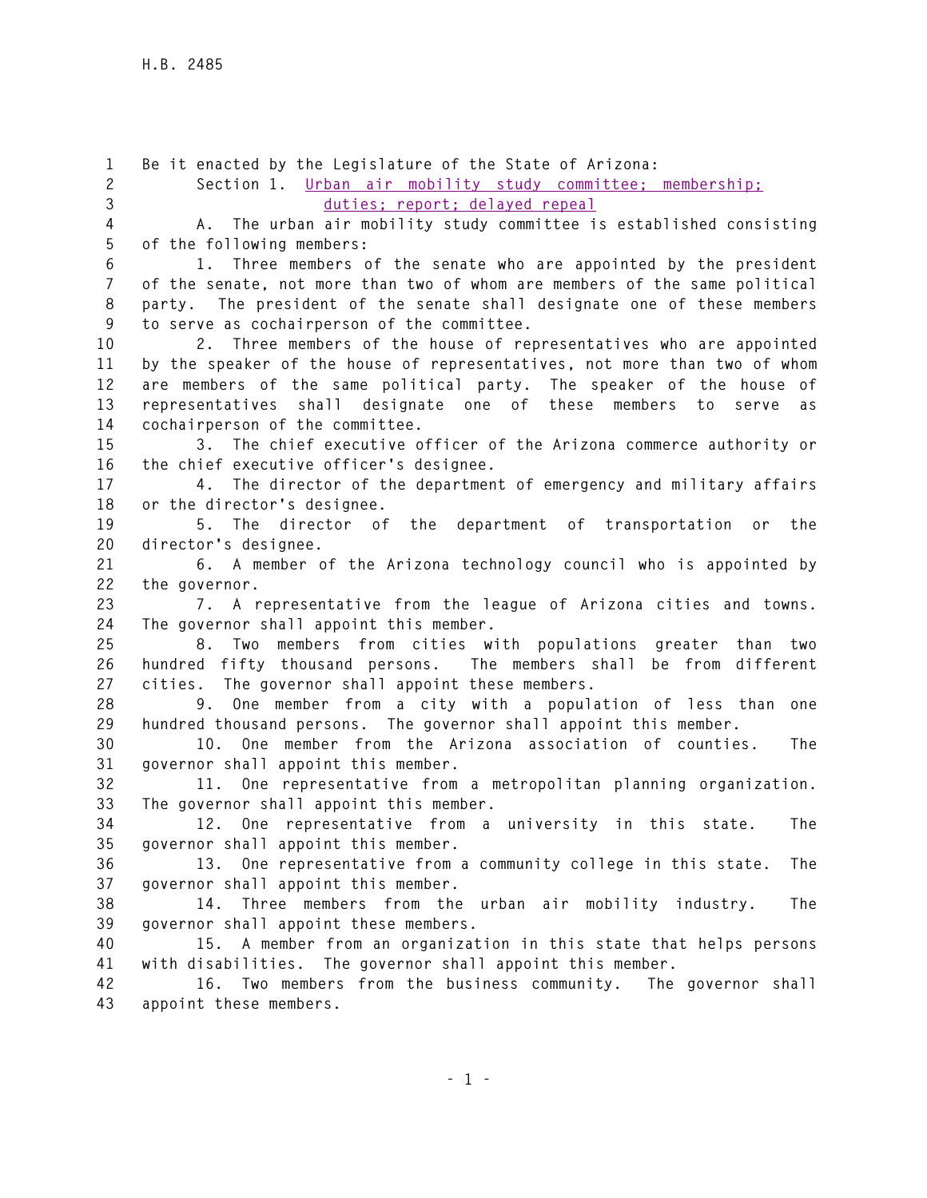Be it enacted by the Legislature of the State of Arizona:

Section 1. Urban air mobility study committee; membership; duties; report; delayed repeal

A. The urban air mobility study committee is established consisting of the following members:

1. Three members of the senate who are appointed by the president of the senate, not more than two of whom are members of the same political party. The president of the senate shall designate one of these members to serve as cochairperson of the committee.

2. Three members of the house of representatives who are appointed by the speaker of the house of representatives, not more than two of whom are members of the same political party. The speaker of the house of representatives shall designate one of these members to serve as cochairperson of the committee.

3. The chief executive officer of the Arizona commerce authority or the chief executive officer's designee.

4. The director of the department of emergency and military affairs or the director's designee.

5. The director of the department of transportation or the director's designee.

6. A member of the Arizona technology council who is appointed by the governor.

7. A representative from the league of Arizona cities and towns. The governor shall appoint this member.

8. Two members from cities with populations greater than two hundred fifty thousand persons. The members shall be from different cities. The governor shall appoint these members.

9. One member from a city with a population of less than one hundred thousand persons. The governor shall appoint this member.

10. One member from the Arizona association of counties. The governor shall appoint this member.

11. One representative from a metropolitan planning organization. The governor shall appoint this member.

12. One representative from a university in this state. The governor shall appoint this member.

13. One representative from a community college in this state. The governor shall appoint this member.

14. Three members from the urban air mobility industry. The governor shall appoint these members.

15. A member from an organization in this state that helps persons with disabilities. The governor shall appoint this member.

16. Two members from the business community. The governor shall appoint these members.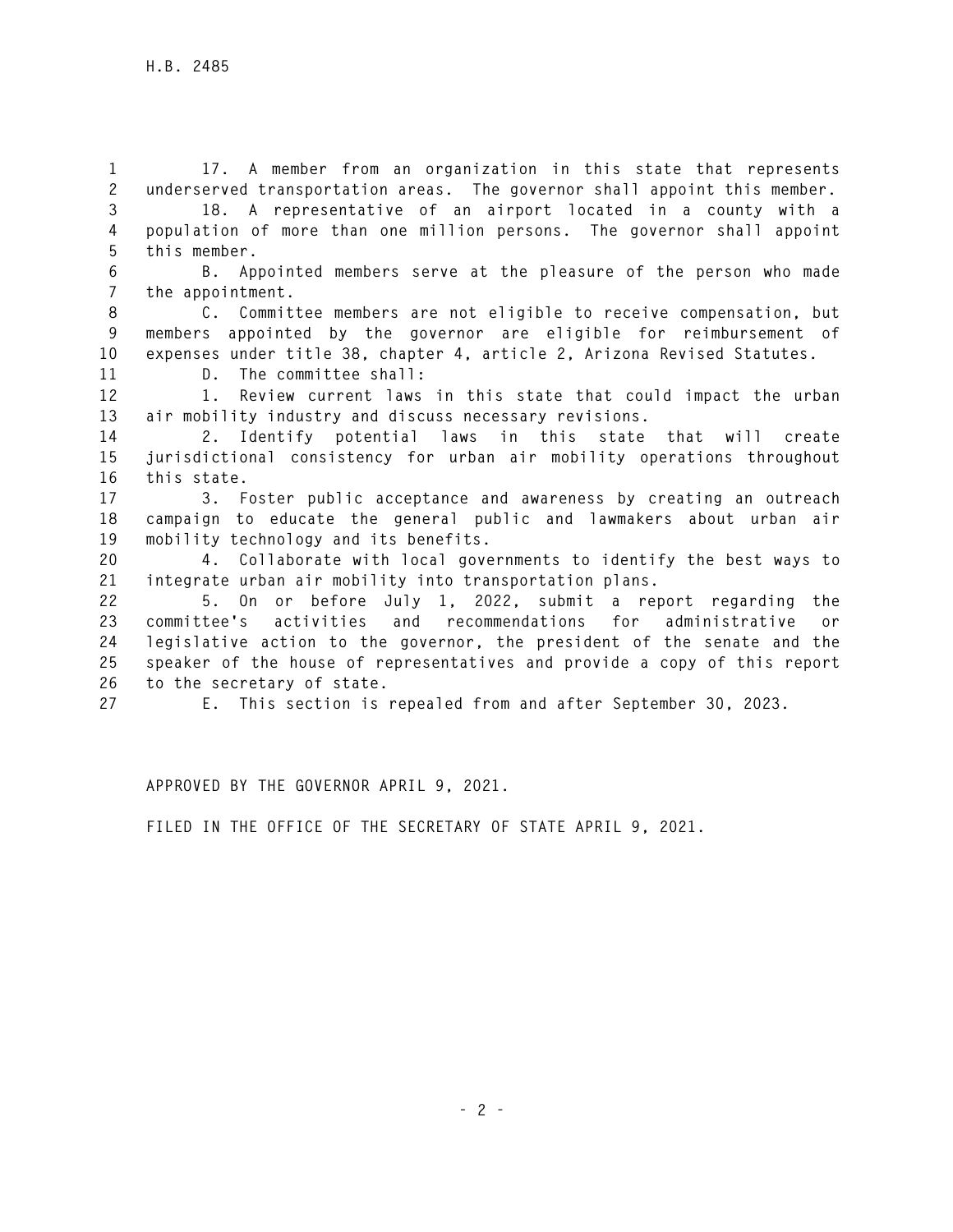17. A member from an organization in this state that represents underserved transportation areas. The governor shall appoint this member.

18. A representative of an airport located in a county with a population of more than one million persons. The governor shall appoint this member.

B. Appointed members serve at the pleasure of the person who made the appointment.

C. Committee members are not eligible to receive compensation, but members appointed by the governor are eligible for reimbursement of expenses under title 38, chapter 4, article 2, Arizona Revised Statutes.

D. The committee shall:

1. Review current laws in this state that could impact the urban air mobility industry and discuss necessary revisions.

2. Identify potential laws in this state that will create jurisdictional consistency for urban air mobility operations throughout this state.

3. Foster public acceptance and awareness by creating an outreach campaign to educate the general public and lawmakers about urban air mobility technology and its benefits.

4. Collaborate with local governments to identify the best ways to integrate urban air mobility into transportation plans.

5. On or before July 1, 2022, submit a report regarding the committee's activities and recommendations for administrative or legislative action to the governor, the president of the senate and the speaker of the house of representatives and provide a copy of this report to the secretary of state.

E. This section is repealed from and after September 30, 2023.

APPROVED BY THE GOVERNOR APRIL 9, 2021.

FILED IN THE OFFICE OF THE SECRETARY OF STATE APRIL 9, 2021.